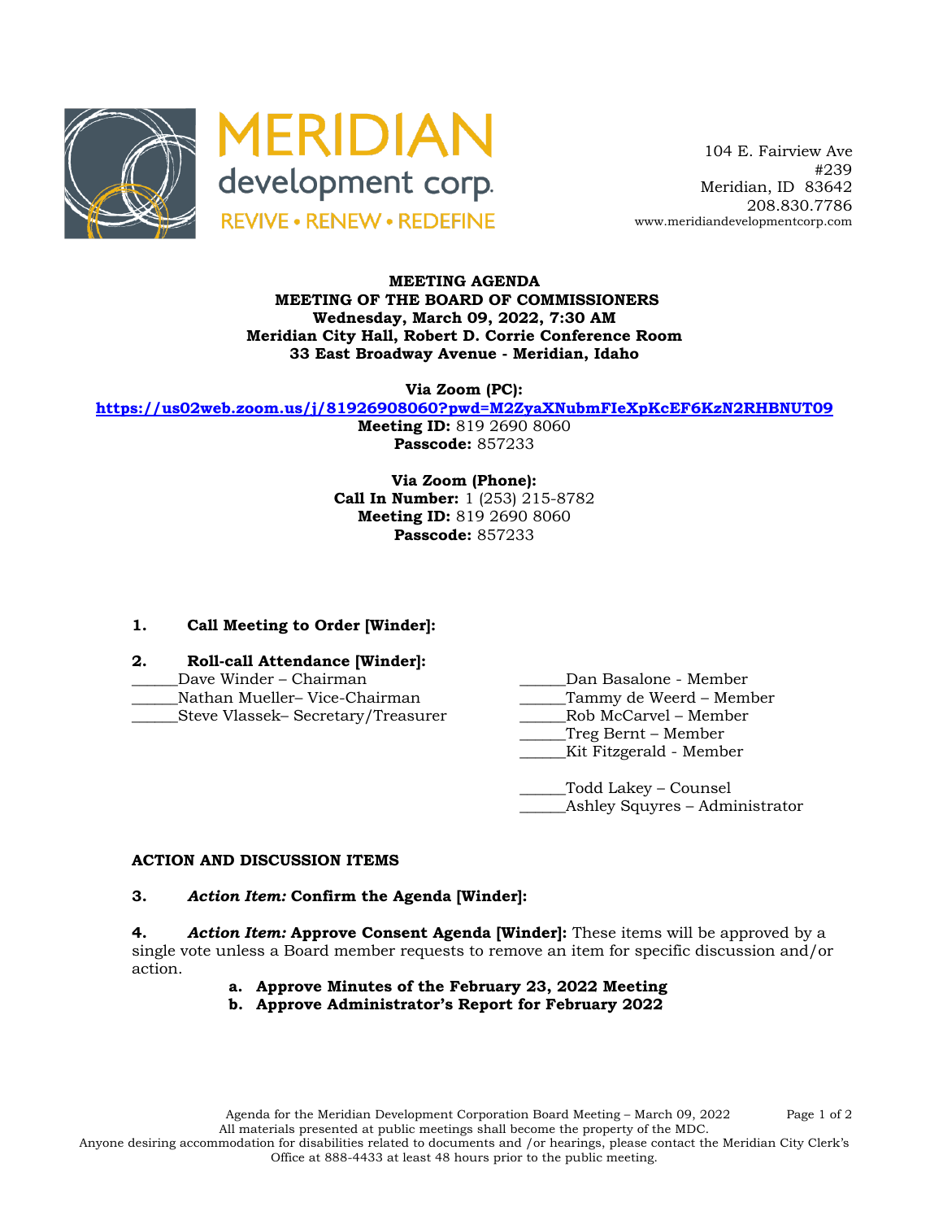MERIDIAN development corp.
REVIVE • RENEW • REDEFINE

104 E. Fairview Ave
#239
Meridian, ID 83642
208.830.7786
www.meridiandevelopmentcorp.com

**MEETING AGENDA**
**MEETING OF THE BOARD OF COMMISSIONERS**
**Wednesday, March 09, 2022, 7:30 AM**
**Meridian City Hall, Robert D. Corrie Conference Room**
**33 East Broadway Avenue - Meridian, Idaho**

**Via Zoom (PC):**
**https://us02web.zoom.us/j/81926908060?pwd=M2ZyaXNubmFIeXpKcEF6KzN2RHBNUT09**
**Meeting ID:** 819 2690 8060
**Passcode:** 857233

**Via Zoom (Phone):**
**Call In Number:** 1 (253) 215-8782
**Meeting ID:** 819 2690 8060
**Passcode:** 857233

**1. Call Meeting to Order [Winder]:**

**2. Roll-call Attendance [Winder]:**

______Dave Winder – Chairman
______Nathan Mueller– Vice-Chairman
______Steve Vlassek– Secretary/Treasurer
______Dan Basalone - Member
______Tammy de Weerd – Member
______Rob McCarvel – Member
______Treg Bernt – Member
______Kit Fitzgerald - Member

______Todd Lakey – Counsel
______Ashley Squyres – Administrator

**ACTION AND DISCUSSION ITEMS**

**3.** ***Action Item:*** **Confirm the Agenda [Winder]:**

**4.** ***Action Item:*** **Approve Consent Agenda [Winder]:** These items will be approved by a single vote unless a Board member requests to remove an item for specific discussion and/or action.

- **a. Approve Minutes of the February 23, 2022 Meeting**
- **b. Approve Administrator's Report for February 2022**

Agenda for the Meridian Development Corporation Board Meeting – March 09, 2022
All materials presented at public meetings shall become the property of the MDC.
Anyone desiring accommodation for disabilities related to documents and /or hearings, please contact the Meridian City Clerk's Office at 888-4433 at least 48 hours prior to the public meeting.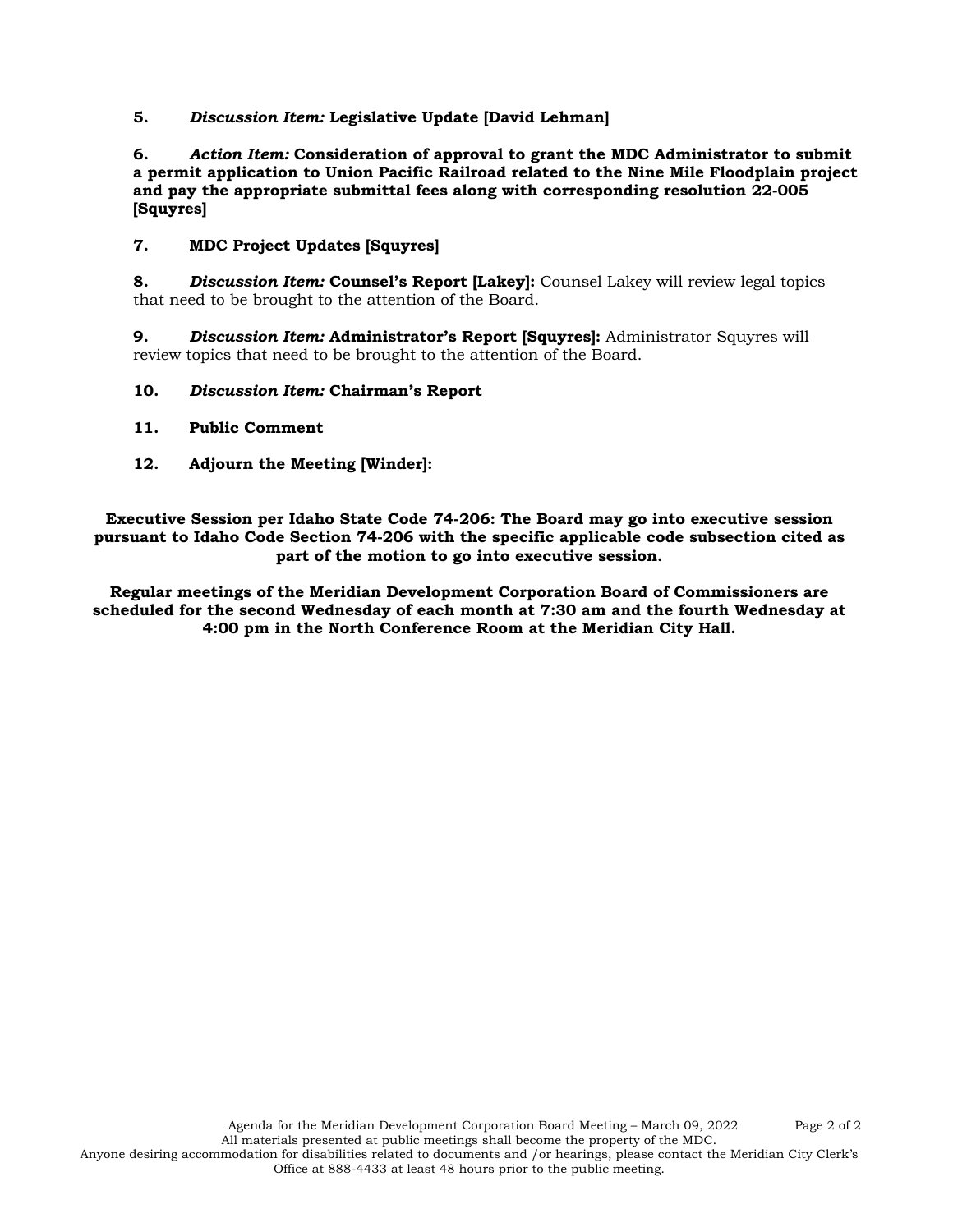**5.** ***Discussion Item:* Legislative Update [David Lehman]**

**6.** ***Action Item:* Consideration of approval to grant the MDC Administrator to submit a permit application to Union Pacific Railroad related to the Nine Mile Floodplain project and pay the appropriate submittal fees along with corresponding resolution 22-005 [Squyres]**

**7.** **MDC Project Updates [Squyres]**

**8.** ***Discussion Item:* Counsel's Report [Lakey]:** Counsel Lakey will review legal topics that need to be brought to the attention of the Board.

**9.** ***Discussion Item:* Administrator's Report [Squyres]:** Administrator Squyres will review topics that need to be brought to the attention of the Board.

**10.** ***Discussion Item:* Chairman's Report**

**11.** **Public Comment**

**12.** **Adjourn the Meeting [Winder]:**

**Executive Session per Idaho State Code 74-206: The Board may go into executive session pursuant to Idaho Code Section 74-206 with the specific applicable code subsection cited as part of the motion to go into executive session.**

**Regular meetings of the Meridian Development Corporation Board of Commissioners are scheduled for the second Wednesday of each month at 7:30 am and the fourth Wednesday at 4:00 pm in the North Conference Room at the Meridian City Hall.**

Agenda for the Meridian Development Corporation Board Meeting – March 09, 2022

All materials presented at public meetings shall become the property of the MDC.

Anyone desiring accommodation for disabilities related to documents and /or hearings, please contact the Meridian City Clerk's Office at 888-4433 at least 48 hours prior to the public meeting.